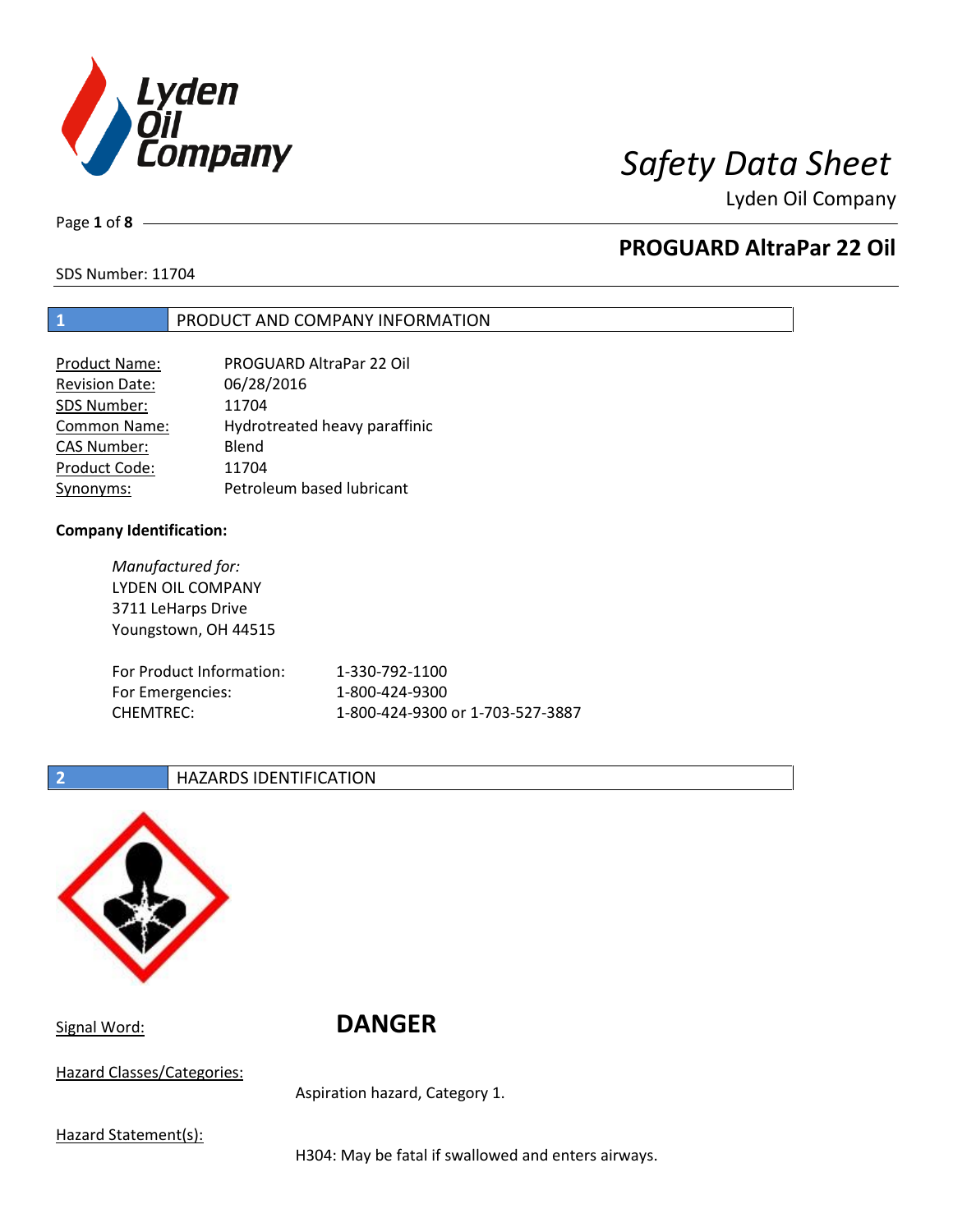# Safety Data Sheet

Lyden Oil Company

## PROGUARD AltraPar 22 Oil

SDS Number: 11704

## 1 PRODUCT AND COMPANY INFORMATION

| | |
|---|---|
| Product Name: | PROGUARD AltraPar 22 Oil |
| Revision Date: | 06/28/2016 |
| SDS Number: | 11704 |
| Common Name: | Hydrotreated heavy paraffinic |
| CAS Number: | Blend |
| Product Code: | 11704 |
| Synonyms: | Petroleum based lubricant |

**Company Identification:**

*Manufactured for:*
LYDEN OIL COMPANY
3711 LeHarps Drive
Youngstown, OH 44515

| | |
|---|---|
| For Product Information: | 1-330-792-1100 |
| For Emergencies: | 1-800-424-9300 |
| CHEMTREC: | 1-800-424-9300 or 1-703-527-3887 |

## 2 HAZARDS IDENTIFICATION

Signal Word: **DANGER**

Hazard Classes/Categories:

Aspiration hazard, Category 1.

Hazard Statement(s):

H304: May be fatal if swallowed and enters airways.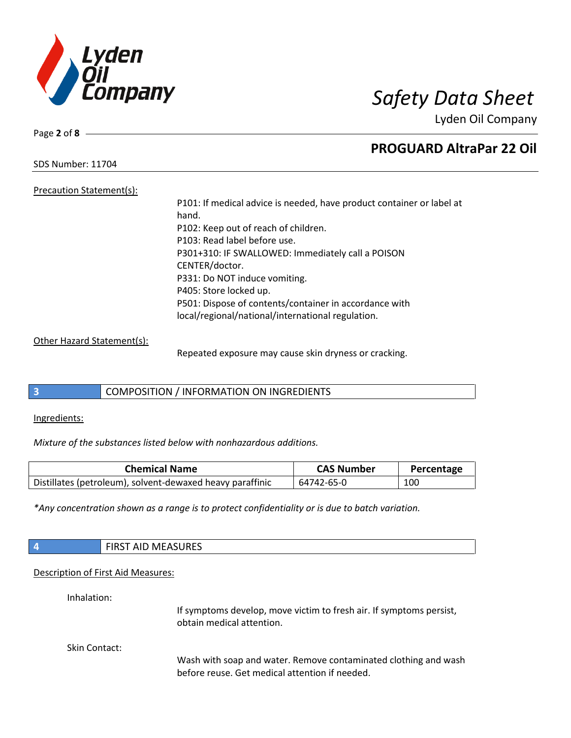Precation Statement(s):

P101: If medical advice is needed, have product container or label at hand.
P102: Keep out of reach of children.
P103: Read label before use.
P301+310: IF SWALLOWED: Immediately call a POISON CENTER/doctor.
P331: Do NOT induce vomiting.
P405: Store locked up.
P501: Dispose of contents/container in accordance with local/regional/national/international regulation.

Other Hazard Statement(s):

Repeated exposure may cause skin dryness or cracking.

## 3 COMPOSITION / INFORMATION ON INGREDIENTS

Ingredients:

*Mixture of the substances listed below with nonhazardous additions.*

| Chemical Name | CAS Number | Percentage |
|---|---|---|
| Distillates (petroleum), solvent-dewaxed heavy paraffinic | 64742-65-0 | 100 |

*\*Any concentration shown as a range is to protect confidentiality or is due to batch variation.*

## 4 FIRST AID MEASURES

Description of First Aid Measures:

Inhalation:

If symptoms develop, move victim to fresh air. If symptoms persist, obtain medical attention.

Skin Contact:

Wash with soap and water. Remove contaminated clothing and wash before reuse. Get medical attention if needed.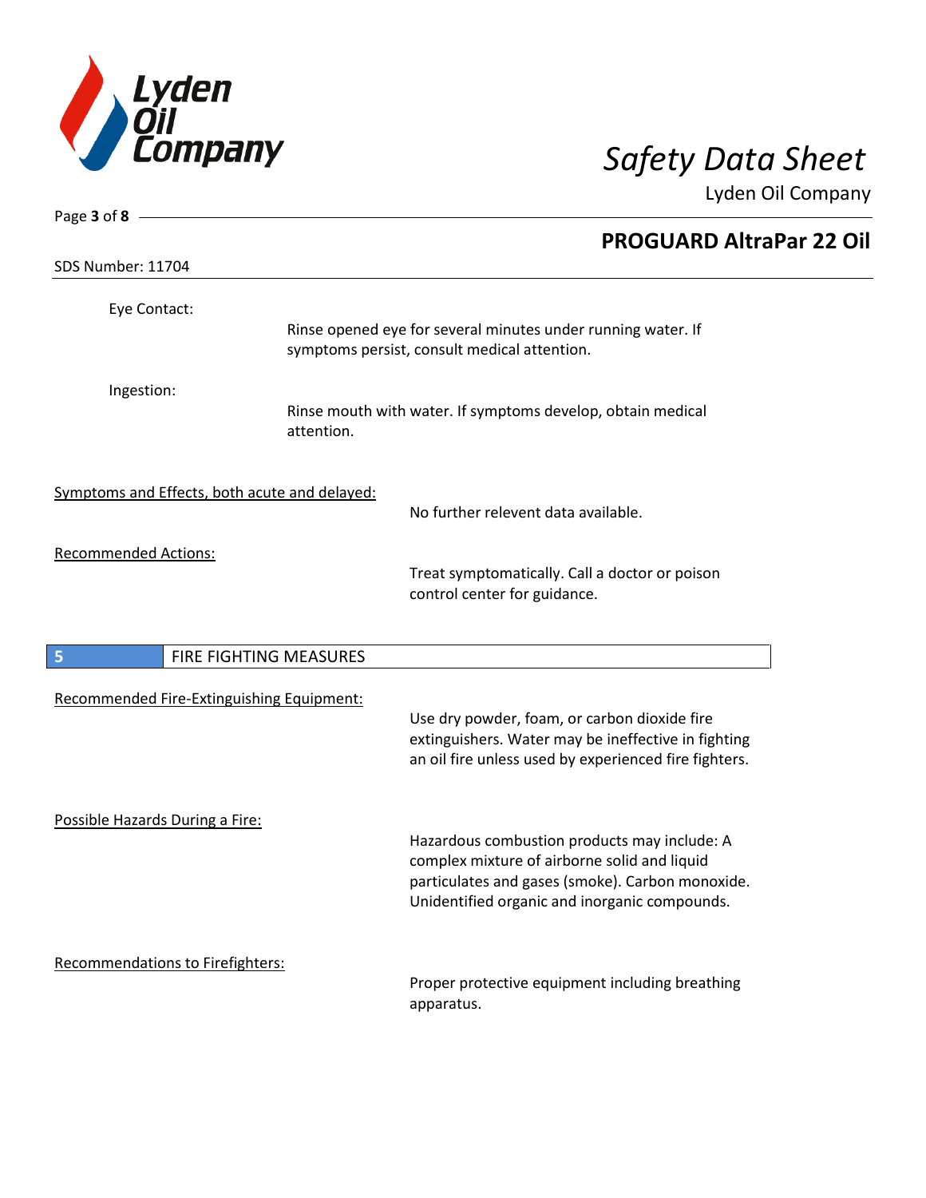Eye Contact:

Rinse opened eye for several minutes under running water. If symptoms persist, consult medical attention.

Ingestion:

Rinse mouth with water. If symptoms develop, obtain medical attention.

Symptoms and Effects, both acute and delayed:

No further relevent data available.

Recommended Actions:

Treat symptomatically. Call a doctor or poison control center for guidance.

## 5 FIRE FIGHTING MEASURES

Recommended Fire-Extinguishing Equipment:

Use dry powder, foam, or carbon dioxide fire extinguishers. Water may be ineffective in fighting an oil fire unless used by experienced fire fighters.

Possible Hazards During a Fire:

Hazardous combustion products may include: A complex mixture of airborne solid and liquid particulates and gases (smoke). Carbon monoxide. Unidentified organic and inorganic compounds.

Recommendations to Firefighters:

Proper protective equipment including breathing apparatus.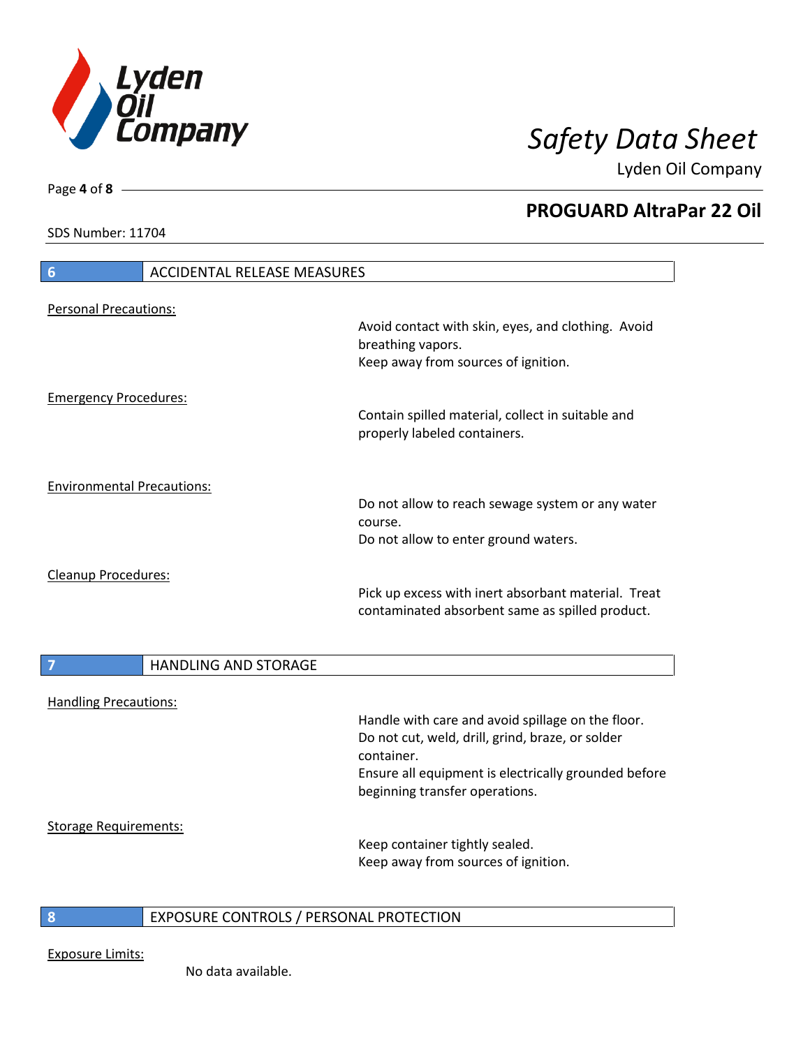## 6 ACCIDENTAL RELEASE MEASURES

Personal Precautions:

Avoid contact with skin, eyes, and clothing. Avoid breathing vapors.
Keep away from sources of ignition.

Emergency Procedures:

Contain spilled material, collect in suitable and properly labeled containers.

Environmental Precautions:

Do not allow to reach sewage system or any water course.
Do not allow to enter ground waters.

Cleanup Procedures:

Pick up excess with inert absorbant material. Treat contaminated absorbent same as spilled product.

## 7 HANDLING AND STORAGE

Handling Precautions:

Handle with care and avoid spillage on the floor.
Do not cut, weld, drill, grind, braze, or solder container.
Ensure all equipment is electrically grounded before beginning transfer operations.

Storage Requirements:

Keep container tightly sealed.
Keep away from sources of ignition.

## 8 EXPOSURE CONTROLS / PERSONAL PROTECTION

Exposure Limits:

No data available.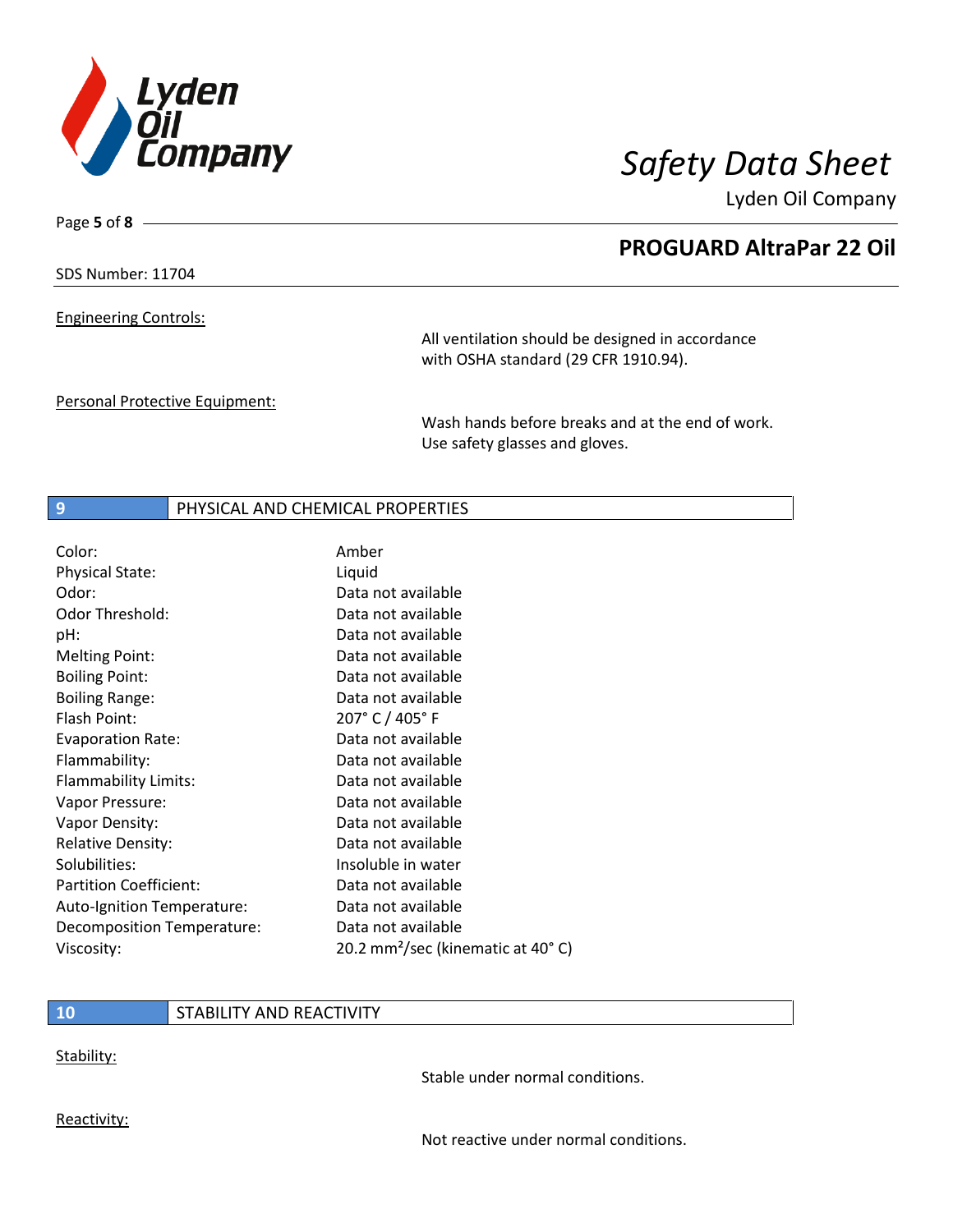Engineering Controls:

All ventilation should be designed in accordance with OSHA standard (29 CFR 1910.94).

Personal Protective Equipment:

Wash hands before breaks and at the end of work. Use safety glasses and gloves.

## 9 PHYSICAL AND CHEMICAL PROPERTIES

| Property | Value |
|---|---|
| Color: | Amber |
| Physical State: | Liquid |
| Odor: | Data not available |
| Odor Threshold: | Data not available |
| pH: | Data not available |
| Melting Point: | Data not available |
| Boiling Point: | Data not available |
| Boiling Range: | Data not available |
| Flash Point: | 207° C / 405° F |
| Evaporation Rate: | Data not available |
| Flammability: | Data not available |
| Flammability Limits: | Data not available |
| Vapor Pressure: | Data not available |
| Vapor Density: | Data not available |
| Relative Density: | Data not available |
| Solubilities: | Insoluble in water |
| Partition Coefficient: | Data not available |
| Auto-Ignition Temperature: | Data not available |
| Decomposition Temperature: | Data not available |
| Viscosity: | 20.2 $mm^2$/sec (kinematic at 40° C) |

## 10 STABILITY AND REACTIVITY

Stability:

Stable under normal conditions.

Reactivity:

Not reactive under normal conditions.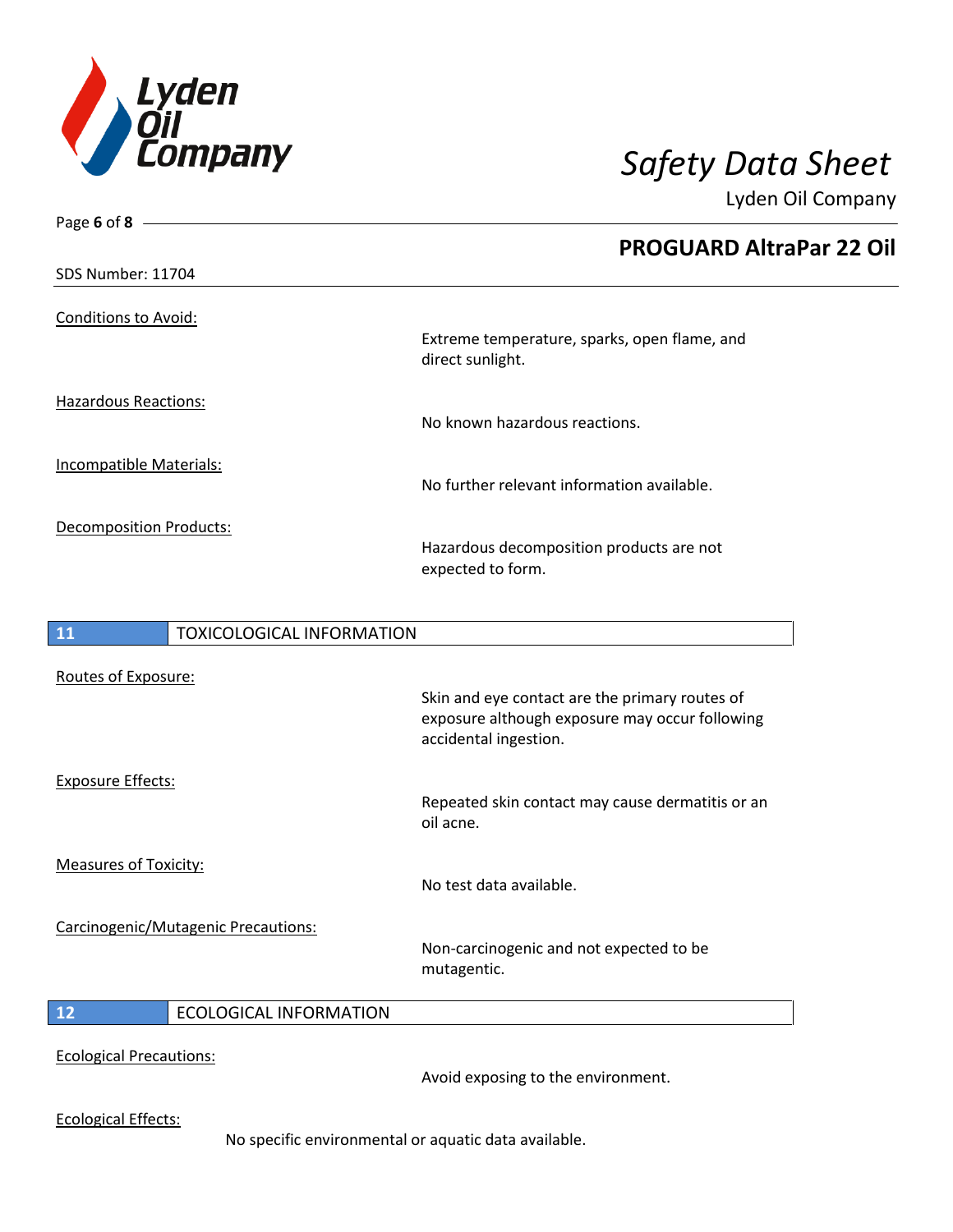Conditions to Avoid:

Extreme temperature, sparks, open flame, and direct sunlight.

Hazardous Reactions:

No known hazardous reactions.

Incompatible Materials:

No further relevant information available.

Decomposition Products:

Hazardous decomposition products are not expected to form.

## 11 TOXICOLOGICAL INFORMATION

Routes of Exposure:

Skin and eye contact are the primary routes of exposure although exposure may occur following accidental ingestion.

Exposure Effects:

Repeated skin contact may cause dermatitis or an oil acne.

Measures of Toxicity:

No test data available.

Carcinogenic/Mutagenic Precautions:

Non-carcinogenic and not expected to be mutagentic.

## 12 ECOLOGICAL INFORMATION

Ecological Precautions:

Avoid exposing to the environment.

Ecological Effects:

No specific environmental or aquatic data available.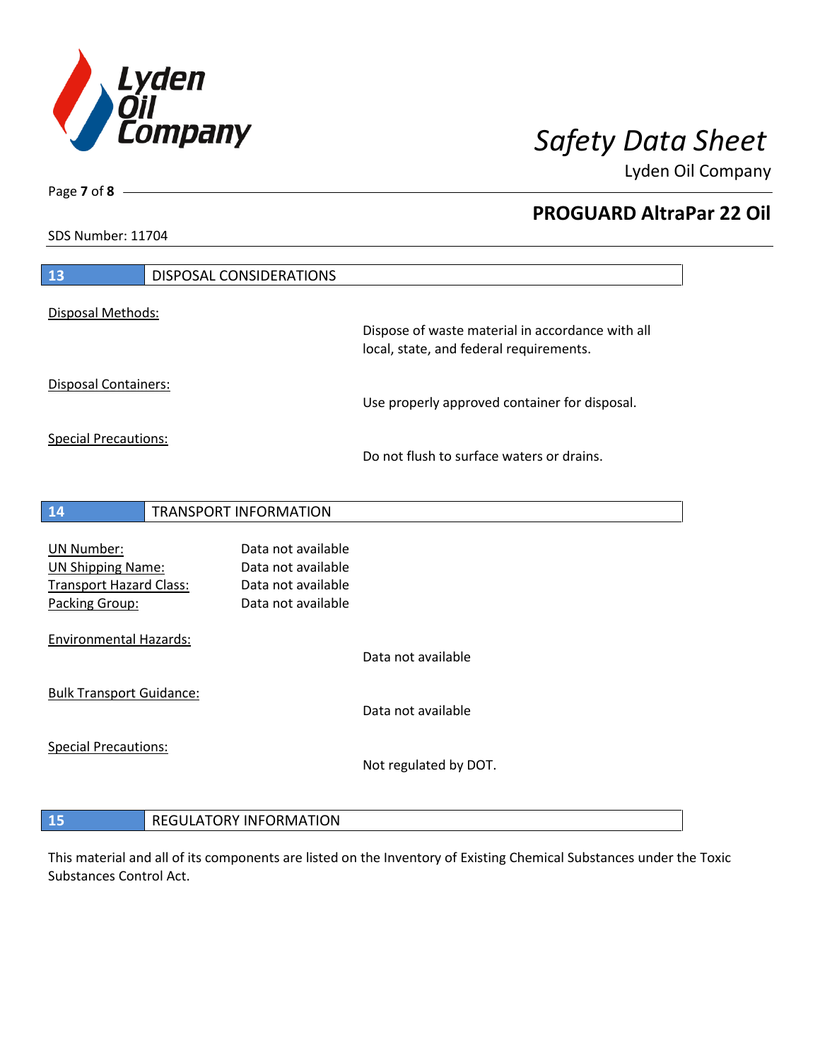## 13 DISPOSAL CONSIDERATIONS

Disposal Methods:

Dispose of waste material in accordance with all local, state, and federal requirements.

Disposal Containers:

Use properly approved container for disposal.

Special Precautions:

Do not flush to surface waters or drains.

## 14 TRANSPORT INFORMATION

| | |
|---|---|
| UN Number: | Data not available |
| UN Shipping Name: | Data not available |
| Transport Hazard Class: | Data not available |
| Packing Group: | Data not available |

Environmental Hazards:

Data not available

Bulk Transport Guidance:

Data not available

Special Precautions:

Not regulated by DOT.

## 15 REGULATORY INFORMATION

This material and all of its components are listed on the Inventory of Existing Chemical Substances under the Toxic Substances Control Act.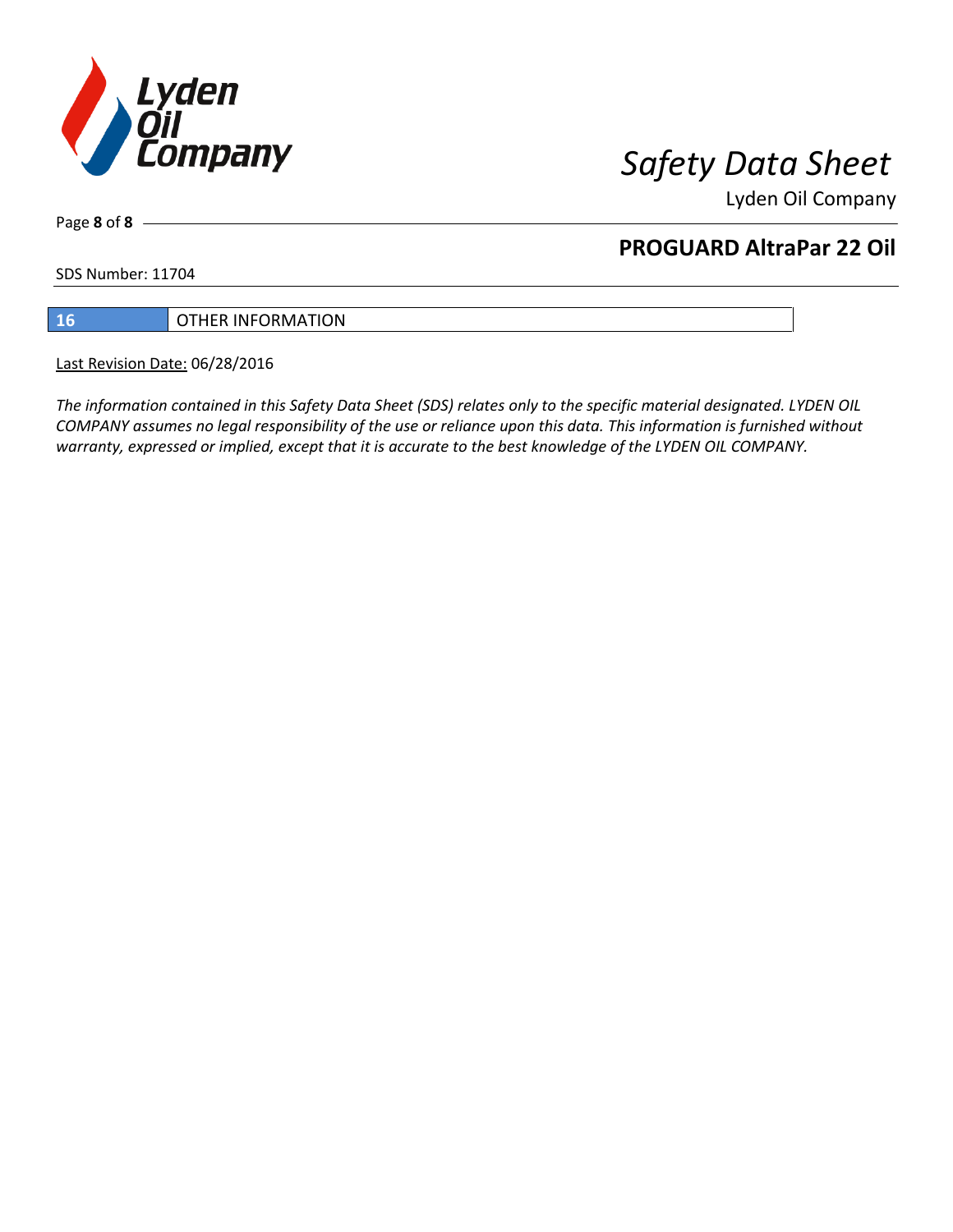## 16 OTHER INFORMATION

Last Revision Date: 06/28/2016

*The information contained in this Safety Data Sheet (SDS) relates only to the specific material designated. LYDEN OIL COMPANY assumes no legal responsibility of the use or reliance upon this data. This information is furnished without warranty, expressed or implied, except that it is accurate to the best knowledge of the LYDEN OIL COMPANY.*